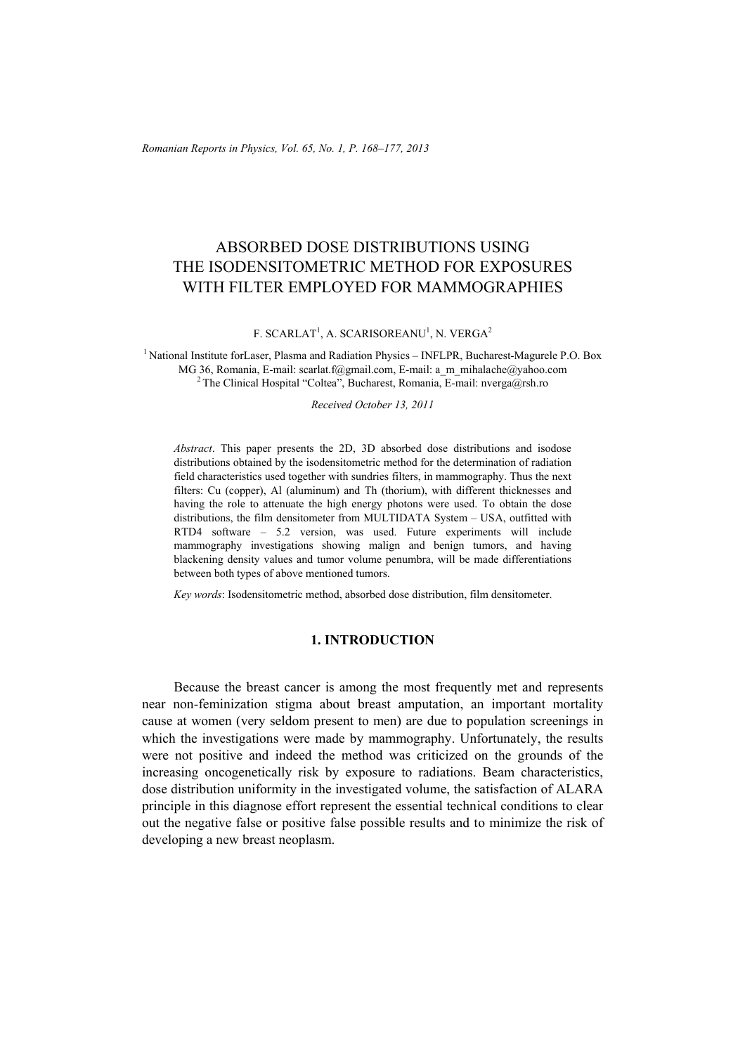# ABSORBED DOSE DISTRIBUTIONS USING THE ISODENSITOMETRIC METHOD FOR EXPOSURES WITH FILTER EMPLOYED FOR MAMMOGRAPHIES

F. SCARLAT[1], A. SCARISOREANU[1], N. VERGA[2]

[1] National Institute forLaser, Plasma and Radiation Physics – INFLPR, Bucharest-Magurele P.O. Box MG 36, Romania, E-mail: scarlat.f@gmail.com, E-mail: a_m_mihalache@yahoo.com
[2] The Clinical Hospital "Coltea", Bucharest, Romania, E-mail: nverga@rsh.ro

*Received October 13, 2011*

*Abstract*. This paper presents the 2D, 3D absorbed dose distributions and isodose distributions obtained by the isodensitometric method for the determination of radiation field characteristics used together with sundries filters, in mammography. Thus the next filters: Cu (copper), Al (aluminum) and Th (thorium), with different thicknesses and having the role to attenuate the high energy photons were used. To obtain the dose distributions, the film densitometer from MULTIDATA System – USA, outfitted with RTD4 software – 5.2 version, was used. Future experiments will include mammography investigations showing malign and benign tumors, and having blackening density values and tumor volume penumbra, will be made differentiations between both types of above mentioned tumors.

*Key words*: Isodensitometric method, absorbed dose distribution, film densitometer.

## 1. INTRODUCTION

Because the breast cancer is among the most frequently met and represents near non-feminization stigma about breast amputation, an important mortality cause at women (very seldom present to men) are due to population screenings in which the investigations were made by mammography. Unfortunately, the results were not positive and indeed the method was criticized on the grounds of the increasing oncogenetically risk by exposure to radiations. Beam characteristics, dose distribution uniformity in the investigated volume, the satisfaction of ALARA principle in this diagnose effort represent the essential technical conditions to clear out the negative false or positive false possible results and to minimize the risk of developing a new breast neoplasm.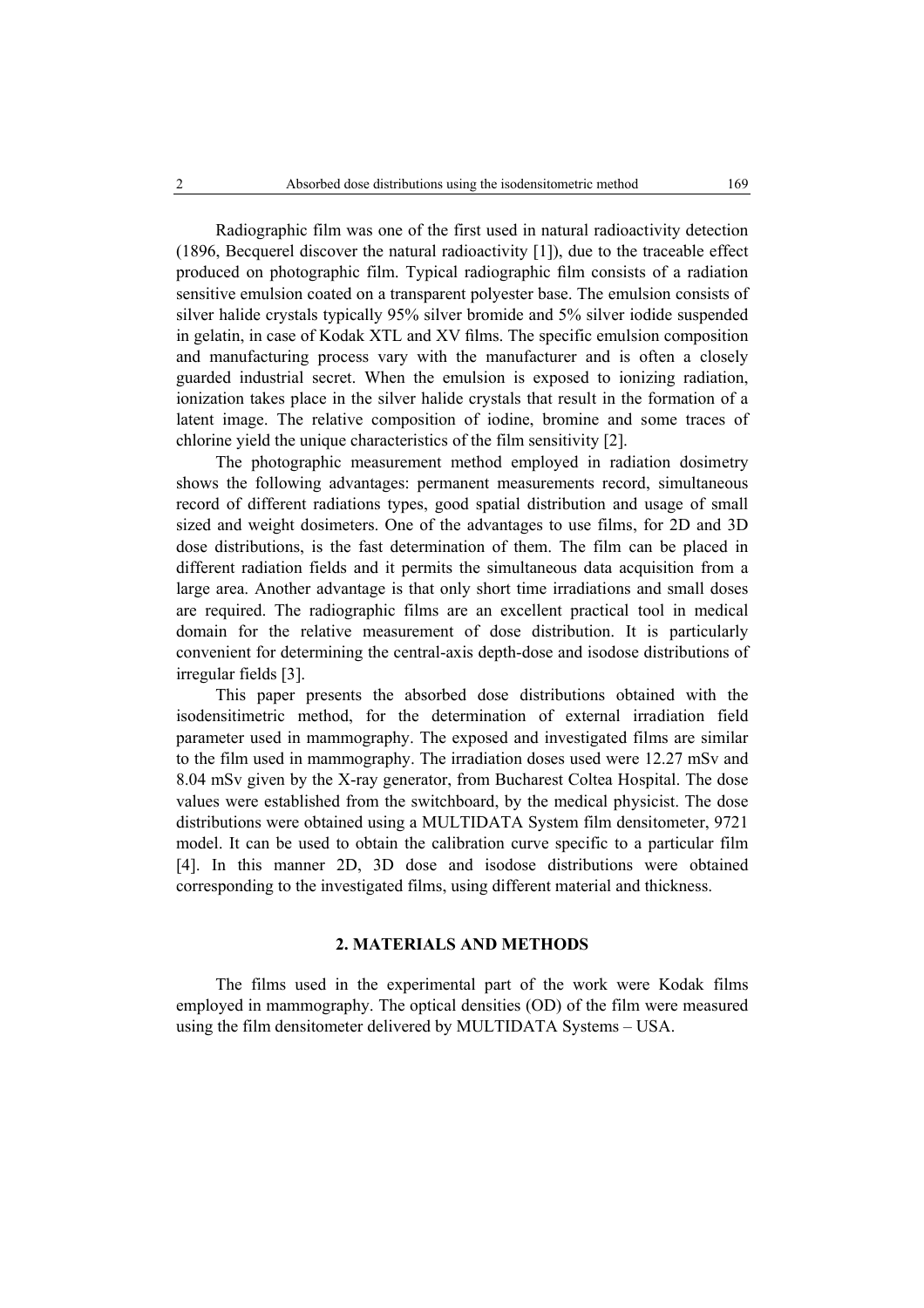Radiographic film was one of the first used in natural radioactivity detection (1896, Becquerel discover the natural radioactivity [1]), due to the traceable effect produced on photographic film. Typical radiographic film consists of a radiation sensitive emulsion coated on a transparent polyester base. The emulsion consists of silver halide crystals typically 95% silver bromide and 5% silver iodide suspended in gelatin, in case of Kodak XTL and XV films. The specific emulsion composition and manufacturing process vary with the manufacturer and is often a closely guarded industrial secret. When the emulsion is exposed to ionizing radiation, ionization takes place in the silver halide crystals that result in the formation of a latent image. The relative composition of iodine, bromine and some traces of chlorine yield the unique characteristics of the film sensitivity [2].

The photographic measurement method employed in radiation dosimetry shows the following advantages: permanent measurements record, simultaneous record of different radiations types, good spatial distribution and usage of small sized and weight dosimeters. One of the advantages to use films, for 2D and 3D dose distributions, is the fast determination of them. The film can be placed in different radiation fields and it permits the simultaneous data acquisition from a large area. Another advantage is that only short time irradiations and small doses are required. The radiographic films are an excellent practical tool in medical domain for the relative measurement of dose distribution. It is particularly convenient for determining the central-axis depth-dose and isodose distributions of irregular fields [3].

This paper presents the absorbed dose distributions obtained with the isodensitimetric method, for the determination of external irradiation field parameter used in mammography. The exposed and investigated films are similar to the film used in mammography. The irradiation doses used were 12.27 mSv and 8.04 mSv given by the X-ray generator, from Bucharest Coltea Hospital. The dose values were established from the switchboard, by the medical physicist. The dose distributions were obtained using a MULTIDATA System film densitometer, 9721 model. It can be used to obtain the calibration curve specific to a particular film [4]. In this manner 2D, 3D dose and isodose distributions were obtained corresponding to the investigated films, using different material and thickness.

## 2. MATERIALS AND METHODS

The films used in the experimental part of the work were Kodak films employed in mammography. The optical densities (OD) of the film were measured using the film densitometer delivered by MULTIDATA Systems – USA.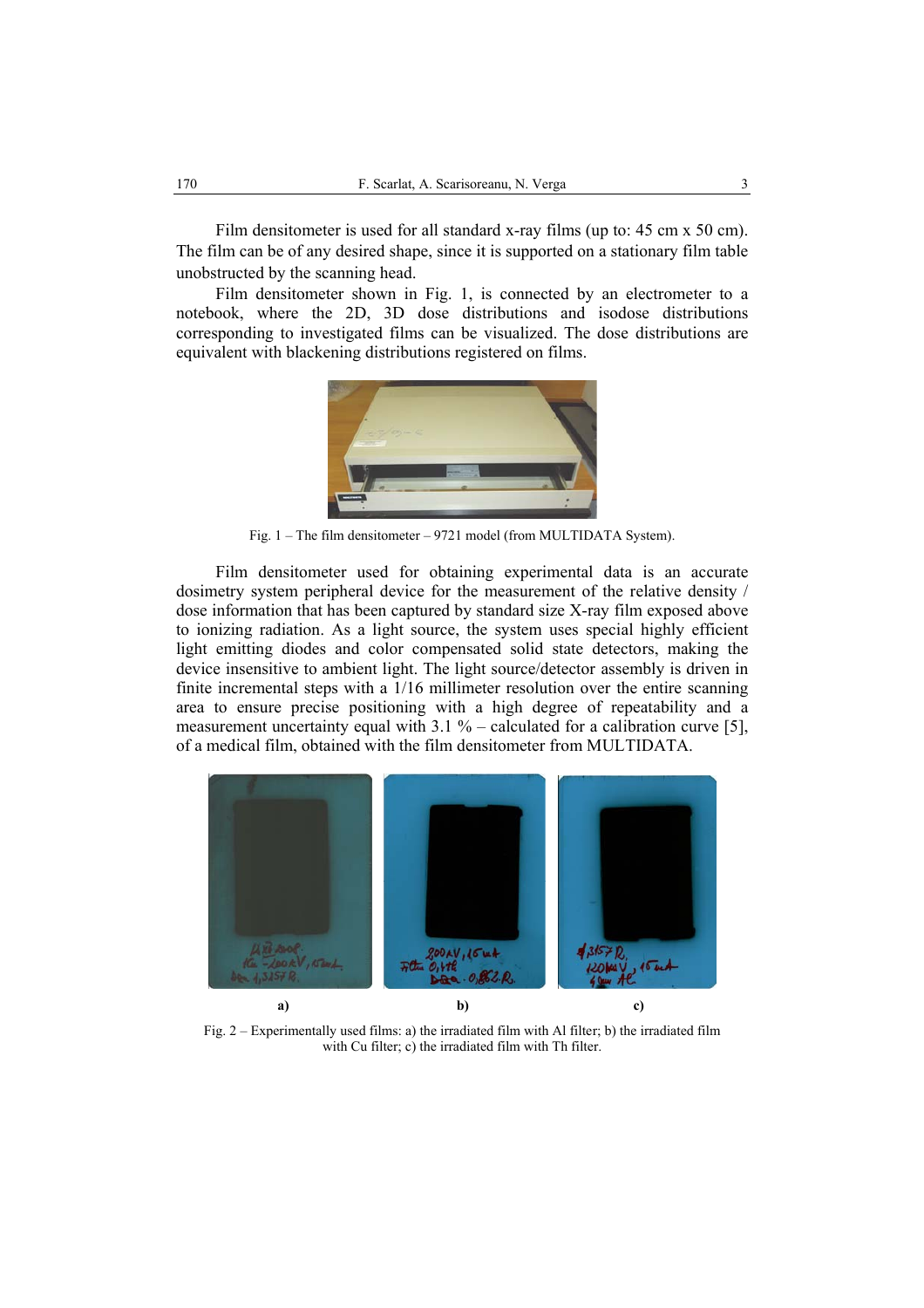Film densitometer is used for all standard x-ray films (up to: 45 cm x 50 cm). The film can be of any desired shape, since it is supported on a stationary film table unobstructed by the scanning head.

Film densitometer shown in Fig. 1, is connected by an electrometer to a notebook, where the 2D, 3D dose distributions and isodose distributions corresponding to investigated films can be visualized. The dose distributions are equivalent with blackening distributions registered on films.

Fig. 1 – The film densitometer – 9721 model (from MULTIDATA System).

Film densitometer used for obtaining experimental data is an accurate dosimetry system peripheral device for the measurement of the relative density / dose information that has been captured by standard size X-ray film exposed above to ionizing radiation. As a light source, the system uses special highly efficient light emitting diodes and color compensated solid state detectors, making the device insensitive to ambient light. The light source/detector assembly is driven in finite incremental steps with a 1/16 millimeter resolution over the entire scanning area to ensure precise positioning with a high degree of repeatability and a measurement uncertainty equal with 3.1 % – calculated for a calibration curve [5], of a medical film, obtained with the film densitometer from MULTIDATA.

a) b) c)

Fig. 2 – Experimentally used films: a) the irradiated film with Al filter; b) the irradiated film with Cu filter; c) the irradiated film with Th filter.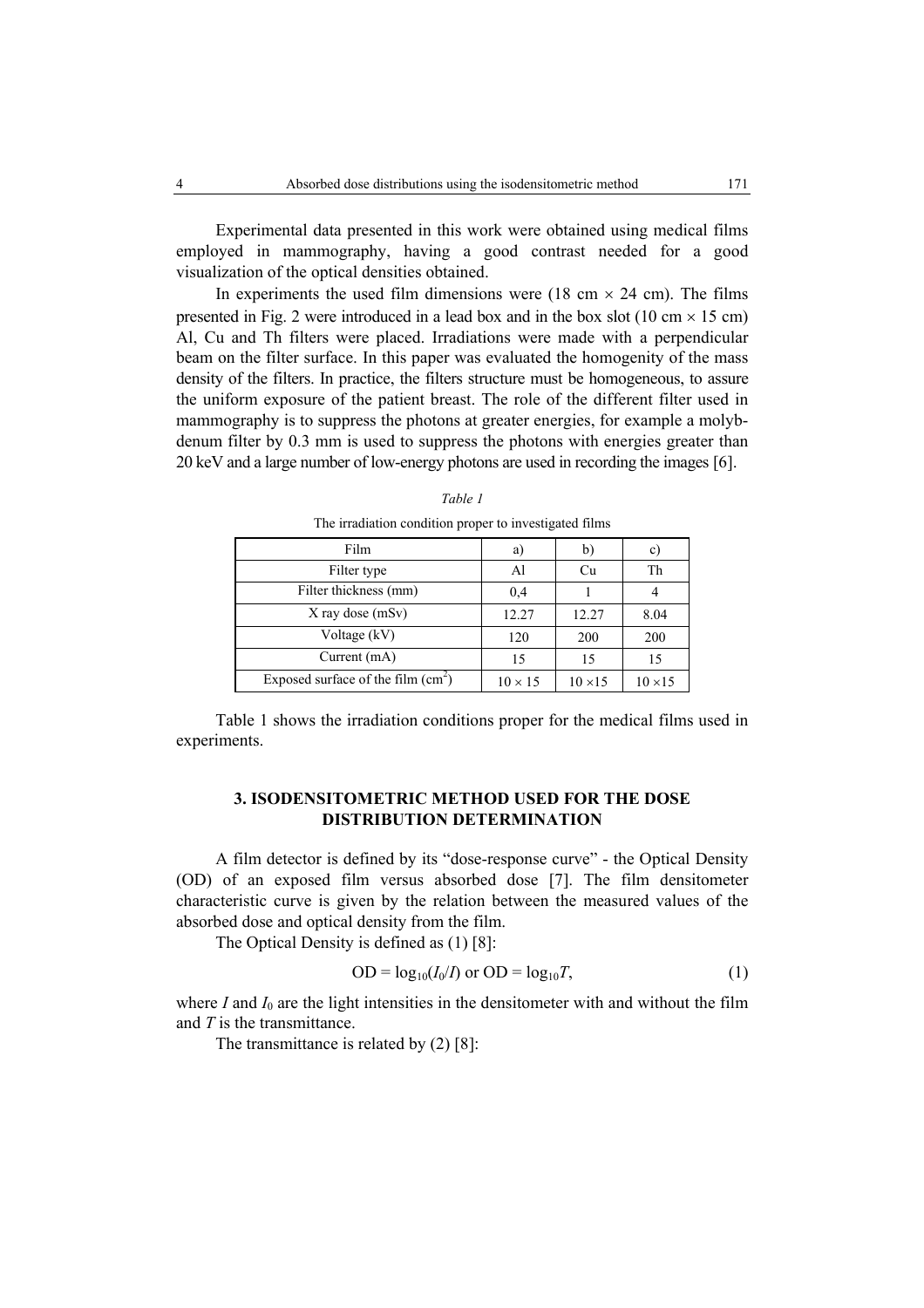Experimental data presented in this work were obtained using medical films employed in mammography, having a good contrast needed for a good visualization of the optical densities obtained.

In experiments the used film dimensions were (18 cm × 24 cm). The films presented in Fig. 2 were introduced in a lead box and in the box slot (10 cm × 15 cm) Al, Cu and Th filters were placed. Irradiations were made with a perpendicular beam on the filter surface. In this paper was evaluated the homogenity of the mass density of the filters. In practice, the filters structure must be homogeneous, to assure the uniform exposure of the patient breast. The role of the different filter used in mammography is to suppress the photons at greater energies, for example a molybdenum filter by 0.3 mm is used to suppress the photons with energies greater than 20 keV and a large number of low-energy photons are used in recording the images [6].

*Table 1*

The irradiation condition proper to investigated films

| Film | a) | b) | c) |
|---|---|---|---|
| Filter type | Al | Cu | Th |
| Filter thickness (mm) | 0,4 | 1 | 4 |
| X ray dose (mSv) | 12.27 | 12.27 | 8.04 |
| Voltage (kV) | 120 | 200 | 200 |
| Current (mA) | 15 | 15 | 15 |
| Exposed surface of the film ($cm^2$) | 10 × 15 | 10 ×15 | 10 ×15 |

Table 1 shows the irradiation conditions proper for the medical films used in experiments.

## 3. ISODENSITOMETRIC METHOD USED FOR THE DOSE DISTRIBUTION DETERMINATION

A film detector is defined by its "dose-response curve" - the Optical Density (OD) of an exposed film versus absorbed dose [7]. The film densitometer characteristic curve is given by the relation between the measured values of the absorbed dose and optical density from the film.

The Optical Density is defined as (1) [8]:

$$\text{OD} = \log_{10}(I_0/I) \text{ or } \text{OD} = \log_{10}T, \tag{1}$$

where $I$ and $I_0$ are the light intensities in the densitometer with and without the film and $T$ is the transmittance.

The transmittance is related by (2) [8]: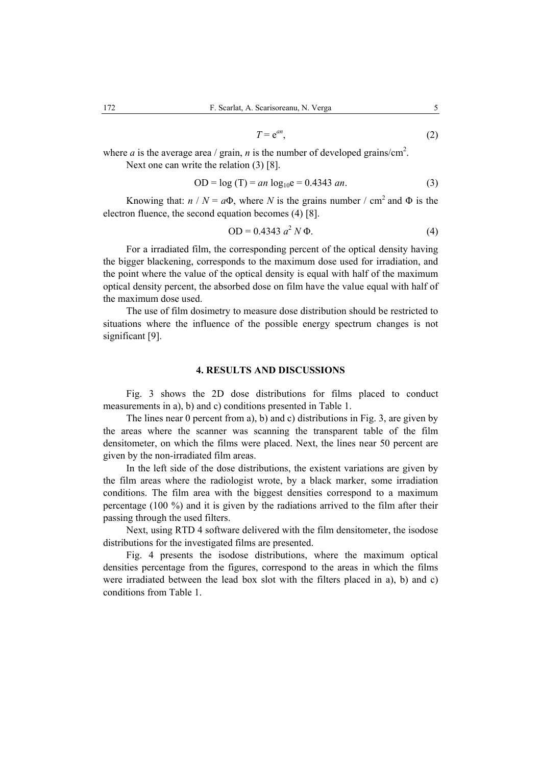$$T = \mathrm{e}^{an}, \tag{2}$$

where $a$ is the average area / grain, $n$ is the number of developed grains/cm$^2$.

Next one can write the relation (3) [8].

$$\mathrm{OD} = \log(\mathrm{T}) = an \log_{10}\mathrm{e} = 0.4343\, an. \tag{3}$$

Knowing that: $n$ / $N$ = $a\Phi$, where $N$ is the grains number / cm$^2$ and $\Phi$ is the electron fluence, the second equation becomes (4) [8].

$$\mathrm{OD} = 0.4343\, a^2 N \Phi. \tag{4}$$

For a irradiated film, the corresponding percent of the optical density having the bigger blackening, corresponds to the maximum dose used for irradiation, and the point where the value of the optical density is equal with half of the maximum optical density percent, the absorbed dose on film have the value equal with half of the maximum dose used.

The use of film dosimetry to measure dose distribution should be restricted to situations where the influence of the possible energy spectrum changes is not significant [9].

## 4. RESULTS AND DISCUSSIONS

Fig. 3 shows the 2D dose distributions for films placed to conduct measurements in a), b) and c) conditions presented in Table 1.

The lines near 0 percent from a), b) and c) distributions in Fig. 3, are given by the areas where the scanner was scanning the transparent table of the film densitometer, on which the films were placed. Next, the lines near 50 percent are given by the non-irradiated film areas.

In the left side of the dose distributions, the existent variations are given by the film areas where the radiologist wrote, by a black marker, some irradiation conditions. The film area with the biggest densities correspond to a maximum percentage (100 %) and it is given by the radiations arrived to the film after their passing through the used filters.

Next, using RTD 4 software delivered with the film densitometer, the isodose distributions for the investigated films are presented.

Fig. 4 presents the isodose distributions, where the maximum optical densities percentage from the figures, correspond to the areas in which the films were irradiated between the lead box slot with the filters placed in a), b) and c) conditions from Table 1.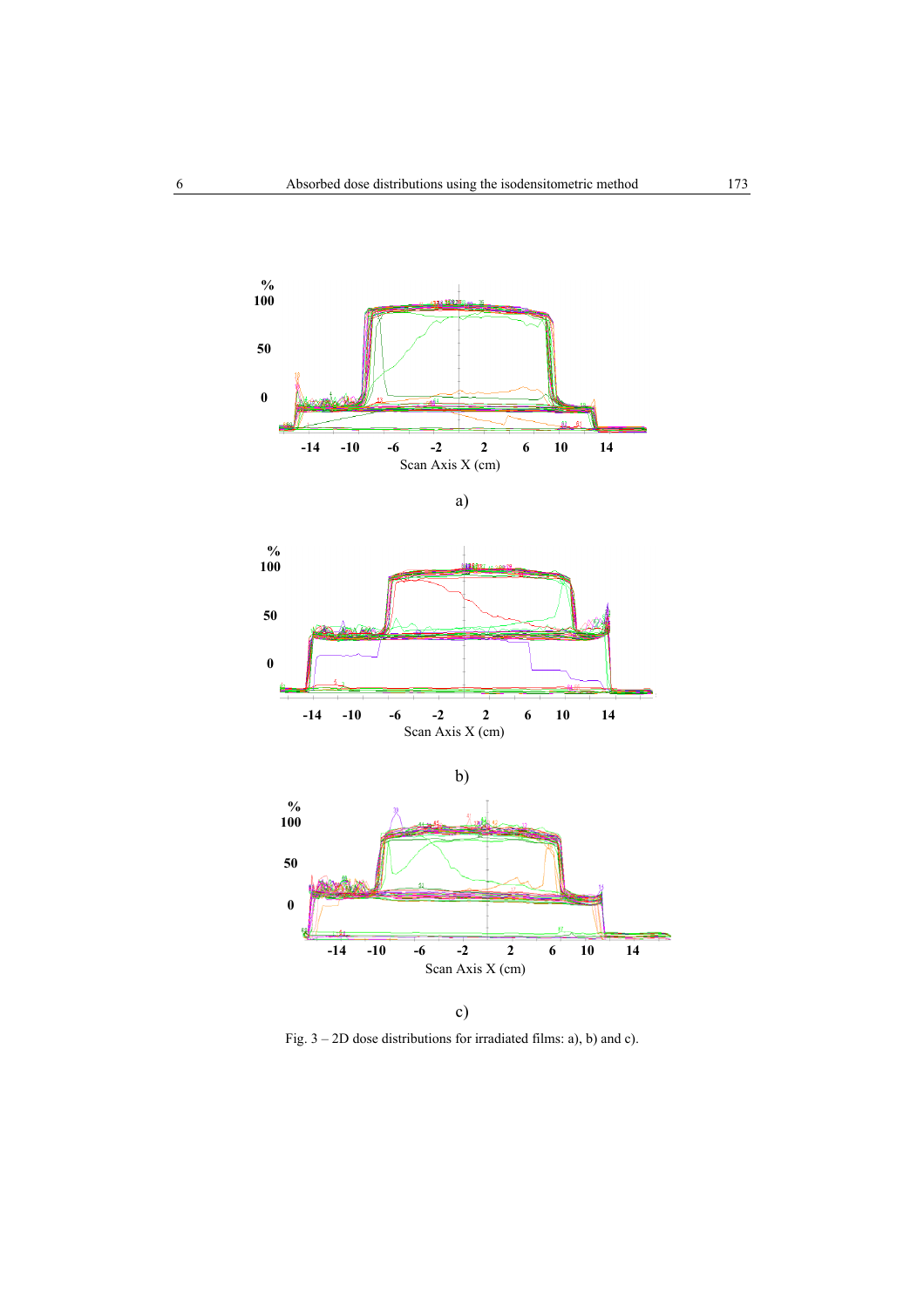a)

b)

c)

Fig. 3 – 2D dose distributions for irradiated films: a), b) and c).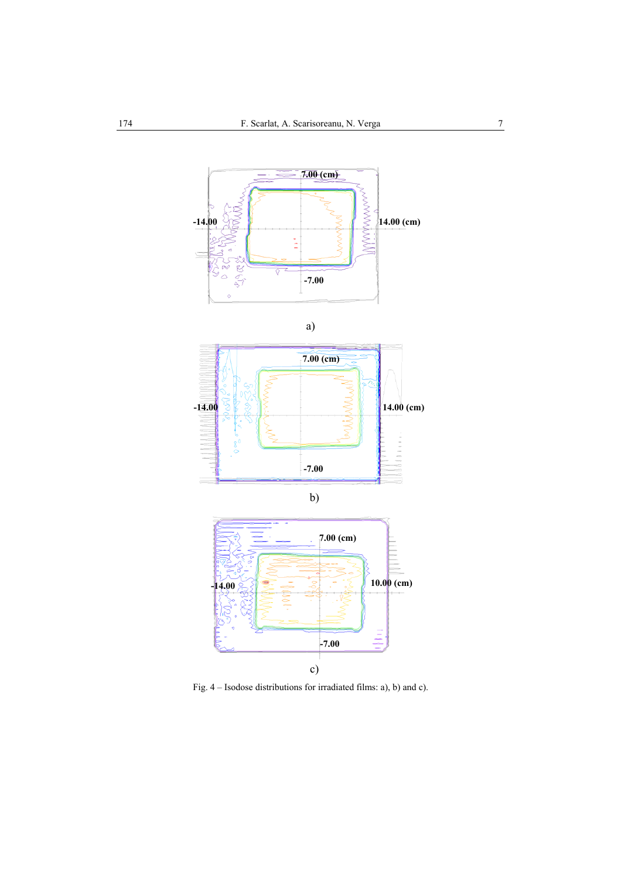a)

b)

c)

Fig. 4 – Isodose distributions for irradiated films: a), b) and c).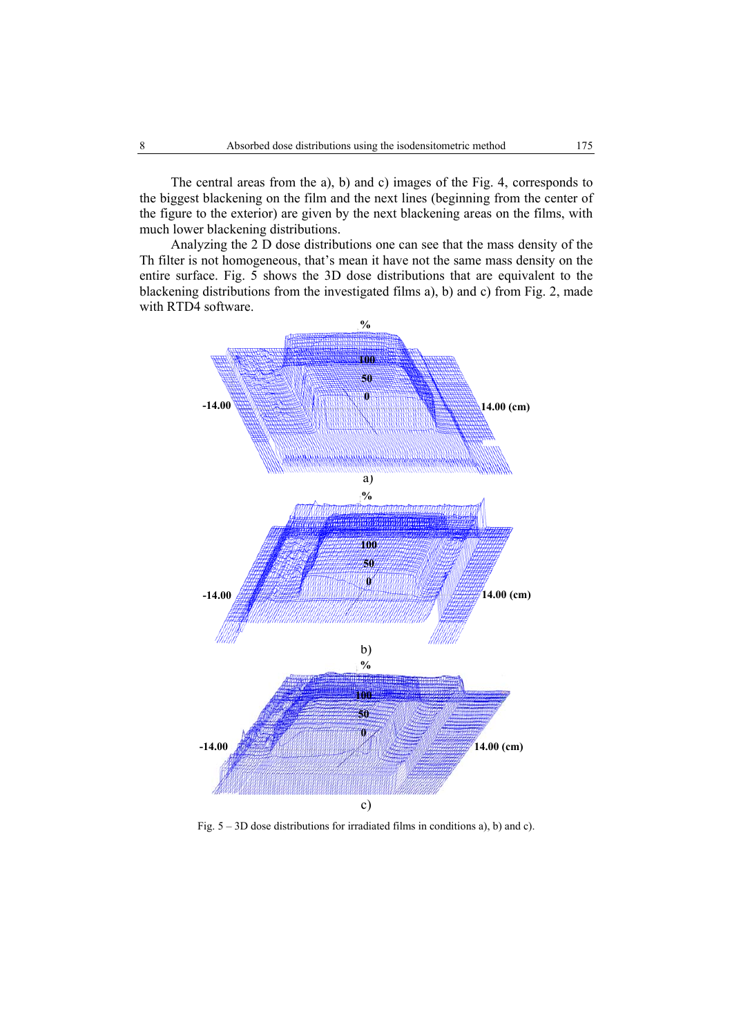The central areas from the a), b) and c) images of the Fig. 4, corresponds to the biggest blackening on the film and the next lines (beginning from the center of the figure to the exterior) are given by the next blackening areas on the films, with much lower blackening distributions.

Analyzing the 2 D dose distributions one can see that the mass density of the Th filter is not homogeneous, that's mean it have not the same mass density on the entire surface. Fig. 5 shows the 3D dose distributions that are equivalent to the blackening distributions from the investigated films a), b) and c) from Fig. 2, made with RTD4 software.

Fig. 5 – 3D dose distributions for irradiated films in conditions a), b) and c).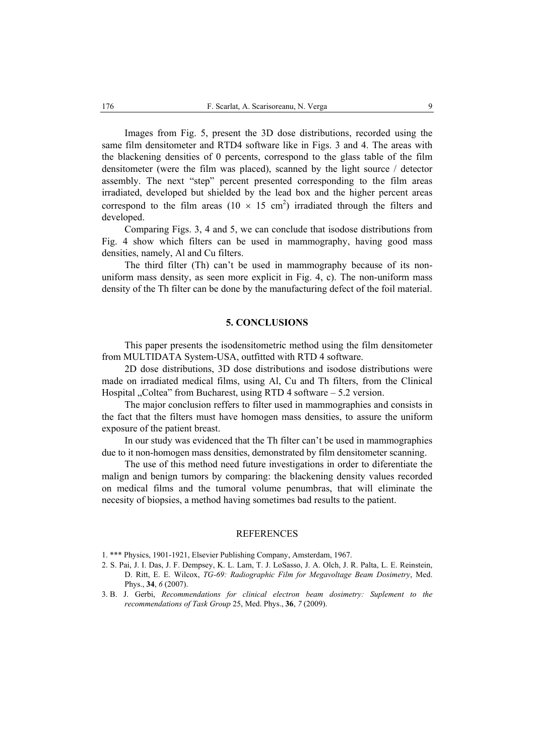Images from Fig. 5, present the 3D dose distributions, recorded using the same film densitometer and RTD4 software like in Figs. 3 and 4. The areas with the blackening densities of 0 percents, correspond to the glass table of the film densitometer (were the film was placed), scanned by the light source / detector assembly. The next "step" percent presented corresponding to the film areas irradiated, developed but shielded by the lead box and the higher percent areas correspond to the film areas ($10 \times 15$ cm$^2$) irradiated through the filters and developed.

Comparing Figs. 3, 4 and 5, we can conclude that isodose distributions from Fig. 4 show which filters can be used in mammography, having good mass densities, namely, Al and Cu filters.

The third filter (Th) can't be used in mammography because of its non-uniform mass density, as seen more explicit in Fig. 4, c). The non-uniform mass density of the Th filter can be done by the manufacturing defect of the foil material.

## 5. CONCLUSIONS

This paper presents the isodensitometric method using the film densitometer from MULTIDATA System-USA, outfitted with RTD 4 software.

2D dose distributions, 3D dose distributions and isodose distributions were made on irradiated medical films, using Al, Cu and Th filters, from the Clinical Hospital „Coltea" from Bucharest, using RTD 4 software – 5.2 version.

The major conclusion reffers to filter used in mammographies and consists in the fact that the filters must have homogen mass densities, to assure the uniform exposure of the patient breast.

In our study was evidenced that the Th filter can't be used in mammographies due to it non-homogen mass densities, demonstrated by film densitometer scanning.

The use of this method need future investigations in order to diferentiate the malign and benign tumors by comparing: the blackening density values recorded on medical films and the tumoral volume penumbras, that will eliminate the necesity of biopsies, a method having sometimes bad results to the patient.

## REFERENCES

1. *** Physics, 1901-1921, Elsevier Publishing Company, Amsterdam, 1967.
2. S. Pai, J. I. Das, J. F. Dempsey, K. L. Lam, T. J. LoSasso, J. A. Olch, J. R. Palta, L. E. Reinstein, D. Ritt, E. E. Wilcox, *TG-69: Radiographic Film for Megavoltage Beam Dosimetry*, Med. Phys., **34**, *6* (2007).
3. B. J. Gerbi, *Recommendations for clinical electron beam dosimetry: Suplement to the recommendations of Task Group* 25, Med. Phys., **36**, *7* (2009).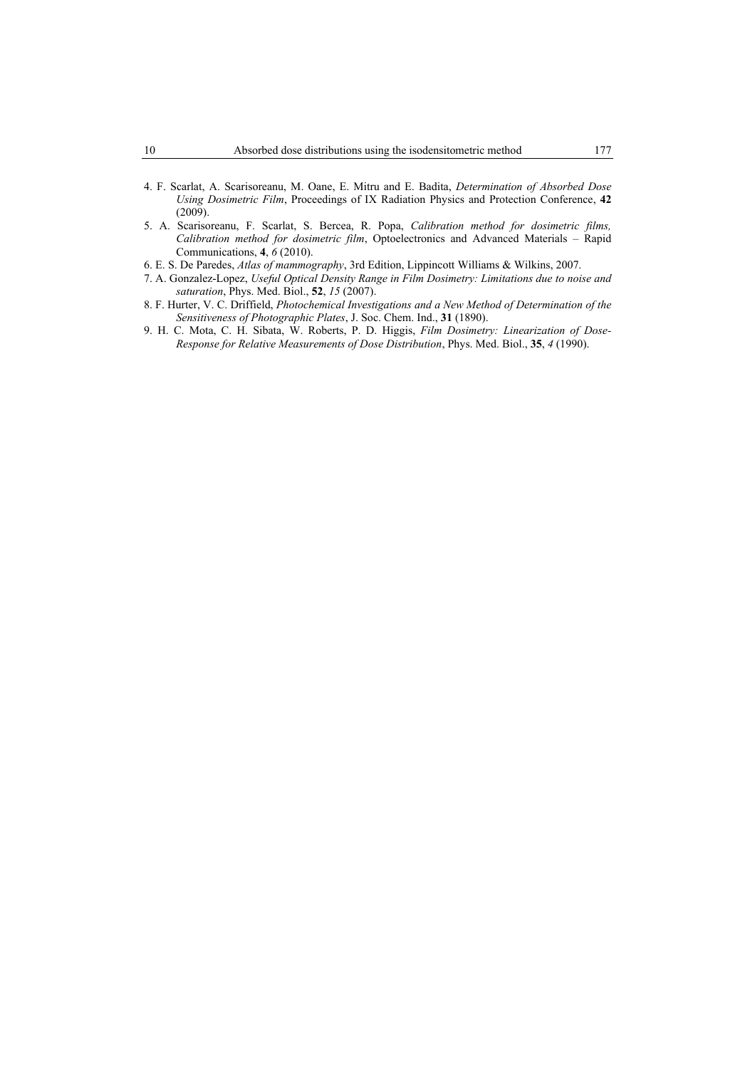4. F. Scarlat, A. Scarisoreanu, M. Oane, E. Mitru and E. Badita, *Determination of Absorbed Dose Using Dosimetric Film*, Proceedings of IX Radiation Physics and Protection Conference, **42** (2009).
5. A. Scarisoreanu, F. Scarlat, S. Bercea, R. Popa, *Calibration method for dosimetric films, Calibration method for dosimetric film*, Optoelectronics and Advanced Materials – Rapid Communications, **4**, *6* (2010).
6. E. S. De Paredes, *Atlas of mammography*, 3rd Edition, Lippincott Williams & Wilkins, 2007.
7. A. Gonzalez-Lopez, *Useful Optical Density Range in Film Dosimetry: Limitations due to noise and saturation*, Phys. Med. Biol., **52**, *15* (2007).
8. F. Hurter, V. C. Driffield, *Photochemical Investigations and a New Method of Determination of the Sensitiveness of Photographic Plates*, J. Soc. Chem. Ind., **31** (1890).
9. H. C. Mota, C. H. Sibata, W. Roberts, P. D. Higgis, *Film Dosimetry: Linearization of Dose-Response for Relative Measurements of Dose Distribution*, Phys. Med. Biol., **35**, *4* (1990).